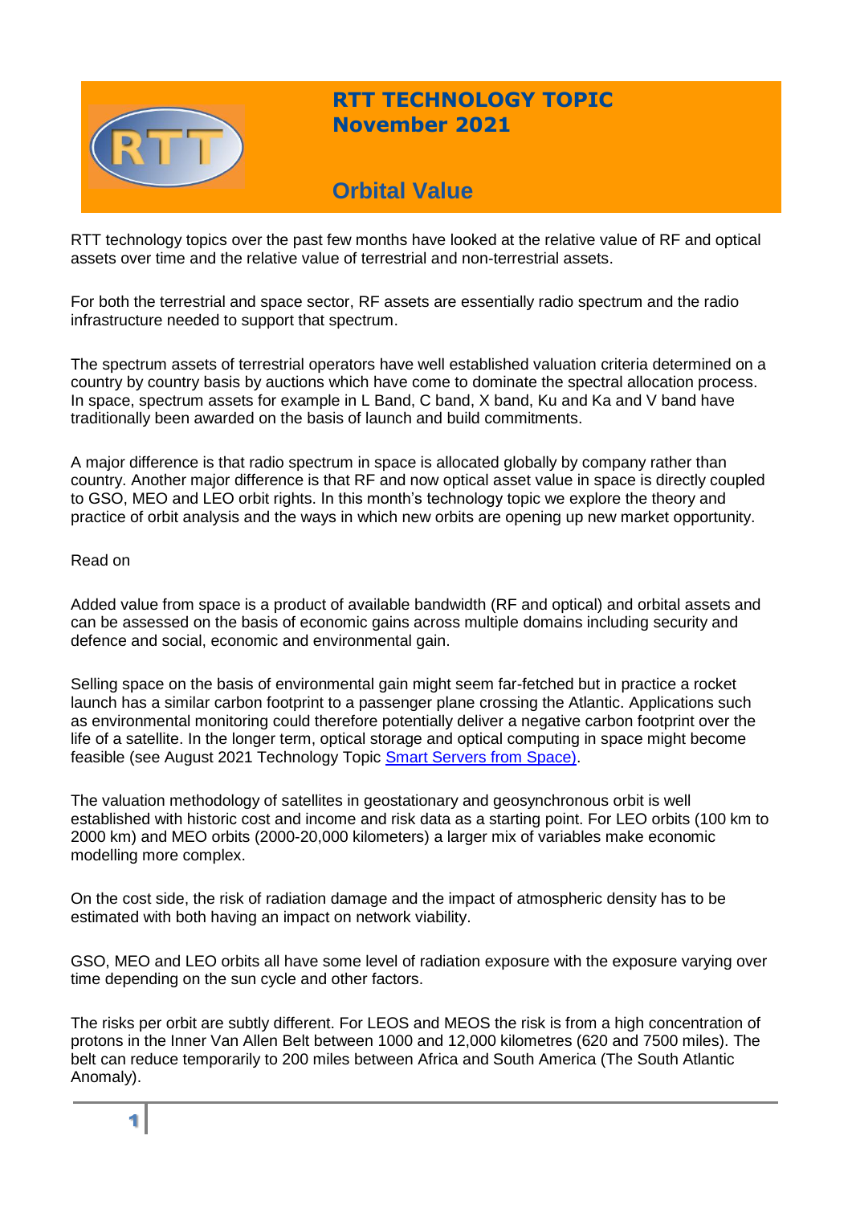# RTT TECHNOLOGY TOPIC
# November 2021

## Orbital Value

RTT technology topics over the past few months have looked at the relative value of RF and optical assets over time and the relative value of terrestrial and non-terrestrial assets.

For both the terrestrial and space sector, RF assets are essentially radio spectrum and the radio infrastructure needed to support that spectrum.

The spectrum assets of terrestrial operators have well established valuation criteria determined on a country by country basis by auctions which have come to dominate the spectral allocation process. In space, spectrum assets for example in L Band, C band, X band, Ku and Ka and V band have traditionally been awarded on the basis of launch and build commitments.

A major difference is that radio spectrum in space is allocated globally by company rather than country. Another major difference is that RF and now optical asset value in space is directly coupled to GSO, MEO and LEO orbit rights. In this month's technology topic we explore the theory and practice of orbit analysis and the ways in which new orbits are opening up new market opportunity.

Read on

Added value from space is a product of available bandwidth (RF and optical) and orbital assets and can be assessed on the basis of economic gains across multiple domains including security and defence and social, economic and environmental gain.

Selling space on the basis of environmental gain might seem far-fetched but in practice a rocket launch has a similar carbon footprint to a passenger plane crossing the Atlantic. Applications such as environmental monitoring could therefore potentially deliver a negative carbon footprint over the life of a satellite. In the longer term, optical storage and optical computing in space might become feasible (see August 2021 Technology Topic [Smart Servers from Space)](#).

The valuation methodology of satellites in geostationary and geosynchronous orbit is well established with historic cost and income and risk data as a starting point. For LEO orbits (100 km to 2000 km) and MEO orbits (2000-20,000 kilometers) a larger mix of variables make economic modelling more complex.

On the cost side, the risk of radiation damage and the impact of atmospheric density has to be estimated with both having an impact on network viability.

GSO, MEO and LEO orbits all have some level of radiation exposure with the exposure varying over time depending on the sun cycle and other factors.

The risks per orbit are subtly different. For LEOS and MEOS the risk is from a high concentration of protons in the Inner Van Allen Belt between 1000 and 12,000 kilometres (620 and 7500 miles). The belt can reduce temporarily to 200 miles between Africa and South America (The South Atlantic Anomaly).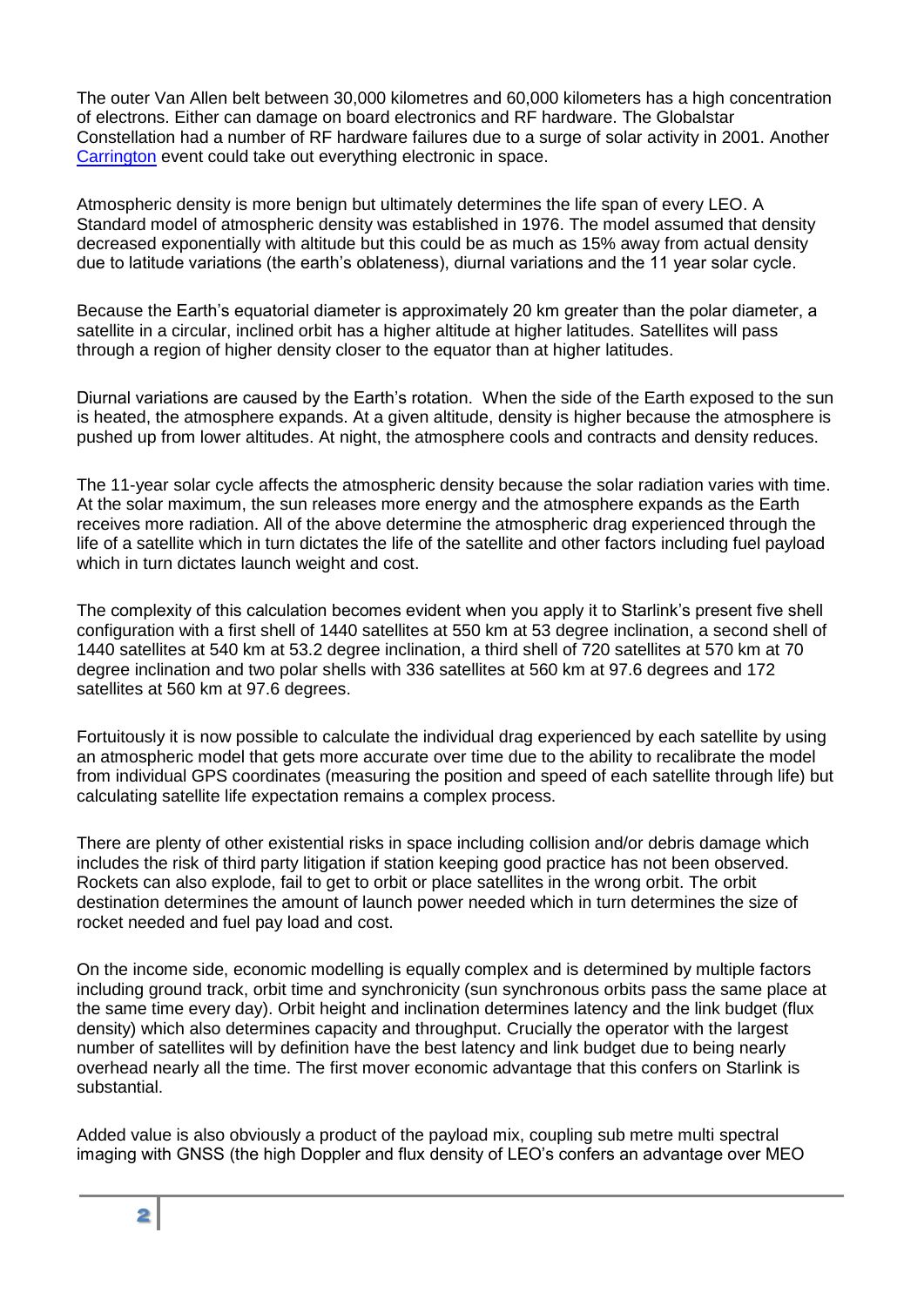The outer Van Allen belt between 30,000 kilometres and 60,000 kilometers has a high concentration of electrons. Either can damage on board electronics and RF hardware. The Globalstar Constellation had a number of RF hardware failures due to a surge of solar activity in 2001. Another [Carrington] event could take out everything electronic in space.

Atmospheric density is more benign but ultimately determines the life span of every LEO. A Standard model of atmospheric density was established in 1976. The model assumed that density decreased exponentially with altitude but this could be as much as 15% away from actual density due to latitude variations (the earth's oblateness), diurnal variations and the 11 year solar cycle.

Because the Earth's equatorial diameter is approximately 20 km greater than the polar diameter, a satellite in a circular, inclined orbit has a higher altitude at higher latitudes. Satellites will pass through a region of higher density closer to the equator than at higher latitudes.

Diurnal variations are caused by the Earth's rotation. When the side of the Earth exposed to the sun is heated, the atmosphere expands. At a given altitude, density is higher because the atmosphere is pushed up from lower altitudes. At night, the atmosphere cools and contracts and density reduces.

The 11-year solar cycle affects the atmospheric density because the solar radiation varies with time. At the solar maximum, the sun releases more energy and the atmosphere expands as the Earth receives more radiation. All of the above determine the atmospheric drag experienced through the life of a satellite which in turn dictates the life of the satellite and other factors including fuel payload which in turn dictates launch weight and cost.

The complexity of this calculation becomes evident when you apply it to Starlink's present five shell configuration with a first shell of 1440 satellites at 550 km at 53 degree inclination, a second shell of 1440 satellites at 540 km at 53.2 degree inclination, a third shell of 720 satellites at 570 km at 70 degree inclination and two polar shells with 336 satellites at 560 km at 97.6 degrees and 172 satellites at 560 km at 97.6 degrees.

Fortuitously it is now possible to calculate the individual drag experienced by each satellite by using an atmospheric model that gets more accurate over time due to the ability to recalibrate the model from individual GPS coordinates (measuring the position and speed of each satellite through life) but calculating satellite life expectation remains a complex process.

There are plenty of other existential risks in space including collision and/or debris damage which includes the risk of third party litigation if station keeping good practice has not been observed. Rockets can also explode, fail to get to orbit or place satellites in the wrong orbit. The orbit destination determines the amount of launch power needed which in turn determines the size of rocket needed and fuel pay load and cost.

On the income side, economic modelling is equally complex and is determined by multiple factors including ground track, orbit time and synchronicity (sun synchronous orbits pass the same place at the same time every day). Orbit height and inclination determines latency and the link budget (flux density) which also determines capacity and throughput. Crucially the operator with the largest number of satellites will by definition have the best latency and link budget due to being nearly overhead nearly all the time. The first mover economic advantage that this confers on Starlink is substantial.

Added value is also obviously a product of the payload mix, coupling sub metre multi spectral imaging with GNSS (the high Doppler and flux density of LEO's confers an advantage over MEO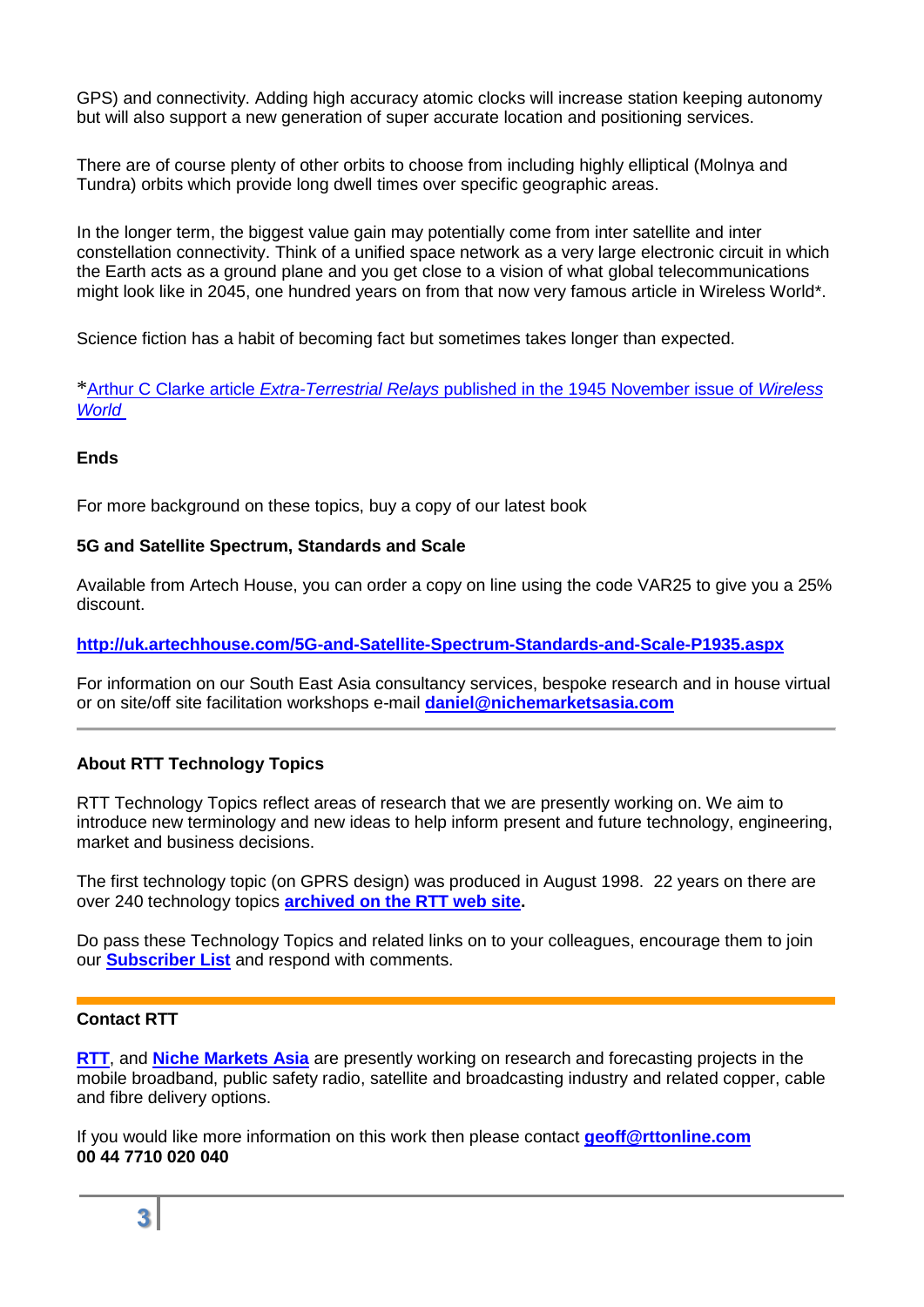GPS) and connectivity. Adding high accuracy atomic clocks will increase station keeping autonomy but will also support a new generation of super accurate location and positioning services.

There are of course plenty of other orbits to choose from including highly elliptical (Molnya and Tundra) orbits which provide long dwell times over specific geographic areas.

In the longer term, the biggest value gain may potentially come from inter satellite and inter constellation connectivity. Think of a unified space network as a very large electronic circuit in which the Earth acts as a ground plane and you get close to a vision of what global telecommunications might look like in 2045, one hundred years on from that now very famous article in Wireless World*.

Science fiction has a habit of becoming fact but sometimes takes longer than expected.

*Arthur C Clarke article *Extra-Terrestrial Relays* published in the 1945 November issue of *Wireless World*

**Ends**

For more background on these topics, buy a copy of our latest book

**5G and Satellite Spectrum, Standards and Scale**

Available from Artech House, you can order a copy on line using the code VAR25 to give you a 25% discount.

**http://uk.artechhouse.com/5G-and-Satellite-Spectrum-Standards-and-Scale-P1935.aspx**

For information on our South East Asia consultancy services, bespoke research and in house virtual or on site/off site facilitation workshops e-mail **daniel@nichemarketsasia.com**

---

**About RTT Technology Topics**

RTT Technology Topics reflect areas of research that we are presently working on. We aim to introduce new terminology and new ideas to help inform present and future technology, engineering, market and business decisions.

The first technology topic (on GPRS design) was produced in August 1998. 22 years on there are over 240 technology topics **archived on the RTT web site.**

Do pass these Technology Topics and related links on to your colleagues, encourage them to join our **Subscriber List** and respond with comments.

---

**Contact RTT**

**RTT**, and **Niche Markets Asia** are presently working on research and forecasting projects in the mobile broadband, public safety radio, satellite and broadcasting industry and related copper, cable and fibre delivery options.

If you would like more information on this work then please contact **geoff@rttonline.com**
**00 44 7710 020 040**